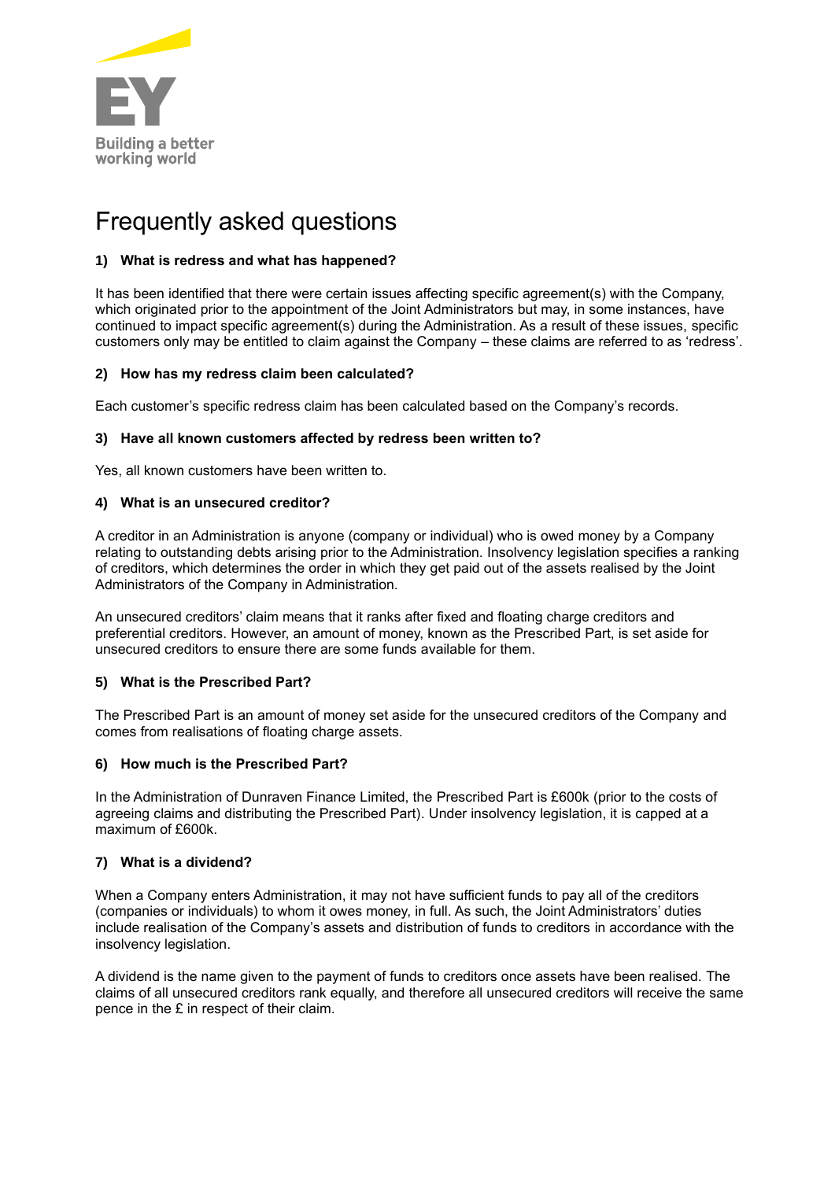# Frequently asked questions

### 1) What is redress and what has happened?

It has been identified that there were certain issues affecting specific agreement(s) with the Company, which originated prior to the appointment of the Joint Administrators but may, in some instances, have continued to impact specific agreement(s) during the Administration. As a result of these issues, specific customers only may be entitled to claim against the Company – these claims are referred to as 'redress'.

### 2) How has my redress claim been calculated?

Each customer's specific redress claim has been calculated based on the Company's records.

### 3) Have all known customers affected by redress been written to?

Yes, all known customers have been written to.

### 4) What is an unsecured creditor?

A creditor in an Administration is anyone (company or individual) who is owed money by a Company relating to outstanding debts arising prior to the Administration. Insolvency legislation specifies a ranking of creditors, which determines the order in which they get paid out of the assets realised by the Joint Administrators of the Company in Administration.

An unsecured creditors' claim means that it ranks after fixed and floating charge creditors and preferential creditors. However, an amount of money, known as the Prescribed Part, is set aside for unsecured creditors to ensure there are some funds available for them.

### 5) What is the Prescribed Part?

The Prescribed Part is an amount of money set aside for the unsecured creditors of the Company and comes from realisations of floating charge assets.

### 6) How much is the Prescribed Part?

In the Administration of Dunraven Finance Limited, the Prescribed Part is £600k (prior to the costs of agreeing claims and distributing the Prescribed Part). Under insolvency legislation, it is capped at a maximum of £600k.

### 7) What is a dividend?

When a Company enters Administration, it may not have sufficient funds to pay all of the creditors (companies or individuals) to whom it owes money, in full. As such, the Joint Administrators' duties include realisation of the Company's assets and distribution of funds to creditors in accordance with the insolvency legislation.

A dividend is the name given to the payment of funds to creditors once assets have been realised. The claims of all unsecured creditors rank equally, and therefore all unsecured creditors will receive the same pence in the £ in respect of their claim.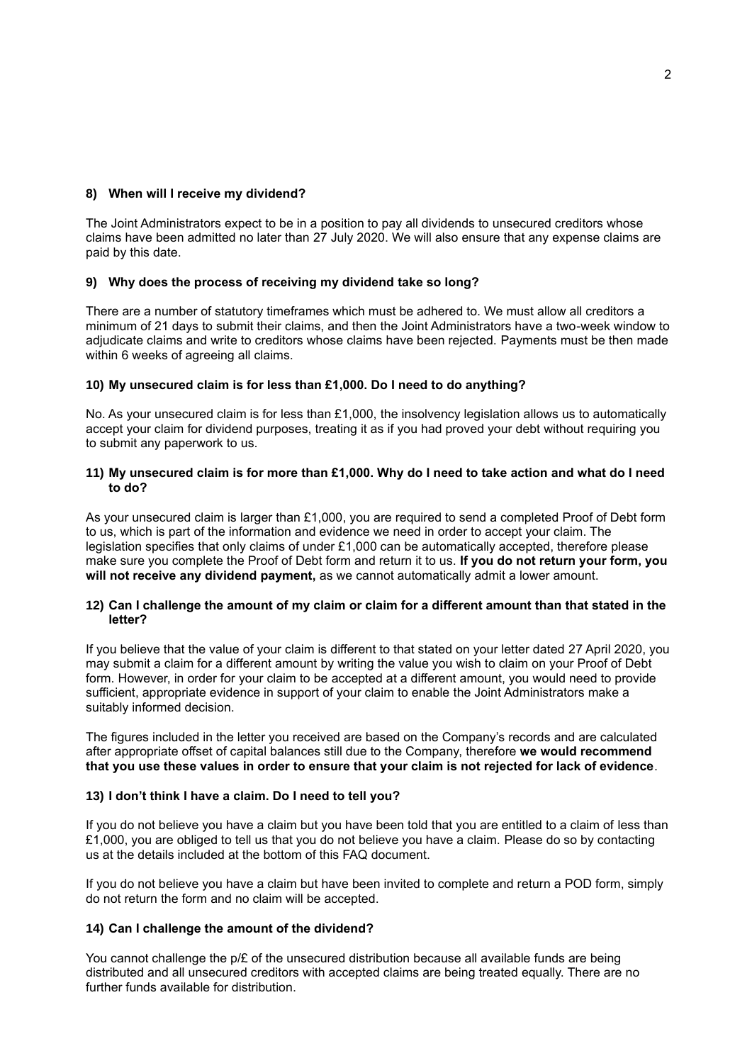### 8) When will I receive my dividend?

The Joint Administrators expect to be in a position to pay all dividends to unsecured creditors whose claims have been admitted no later than 27 July 2020. We will also ensure that any expense claims are paid by this date.

### 9) Why does the process of receiving my dividend take so long?

There are a number of statutory timeframes which must be adhered to. We must allow all creditors a minimum of 21 days to submit their claims, and then the Joint Administrators have a two-week window to adjudicate claims and write to creditors whose claims have been rejected. Payments must be then made within 6 weeks of agreeing all claims.

### 10) My unsecured claim is for less than £1,000. Do I need to do anything?

No. As your unsecured claim is for less than £1,000, the insolvency legislation allows us to automatically accept your claim for dividend purposes, treating it as if you had proved your debt without requiring you to submit any paperwork to us.

### 11) My unsecured claim is for more than £1,000. Why do I need to take action and what do I need to do?

As your unsecured claim is larger than £1,000, you are required to send a completed Proof of Debt form to us, which is part of the information and evidence we need in order to accept your claim. The legislation specifies that only claims of under £1,000 can be automatically accepted, therefore please make sure you complete the Proof of Debt form and return it to us. **If you do not return your form, you will not receive any dividend payment,** as we cannot automatically admit a lower amount.

### 12) Can I challenge the amount of my claim or claim for a different amount than that stated in the letter?

If you believe that the value of your claim is different to that stated on your letter dated 27 April 2020, you may submit a claim for a different amount by writing the value you wish to claim on your Proof of Debt form. However, in order for your claim to be accepted at a different amount, you would need to provide sufficient, appropriate evidence in support of your claim to enable the Joint Administrators make a suitably informed decision.

The figures included in the letter you received are based on the Company's records and are calculated after appropriate offset of capital balances still due to the Company, therefore **we would recommend that you use these values in order to ensure that your claim is not rejected for lack of evidence**.

### 13) I don't think I have a claim. Do I need to tell you?

If you do not believe you have a claim but you have been told that you are entitled to a claim of less than £1,000, you are obliged to tell us that you do not believe you have a claim. Please do so by contacting us at the details included at the bottom of this FAQ document.

If you do not believe you have a claim but have been invited to complete and return a POD form, simply do not return the form and no claim will be accepted.

### 14) Can I challenge the amount of the dividend?

You cannot challenge the p/£ of the unsecured distribution because all available funds are being distributed and all unsecured creditors with accepted claims are being treated equally. There are no further funds available for distribution.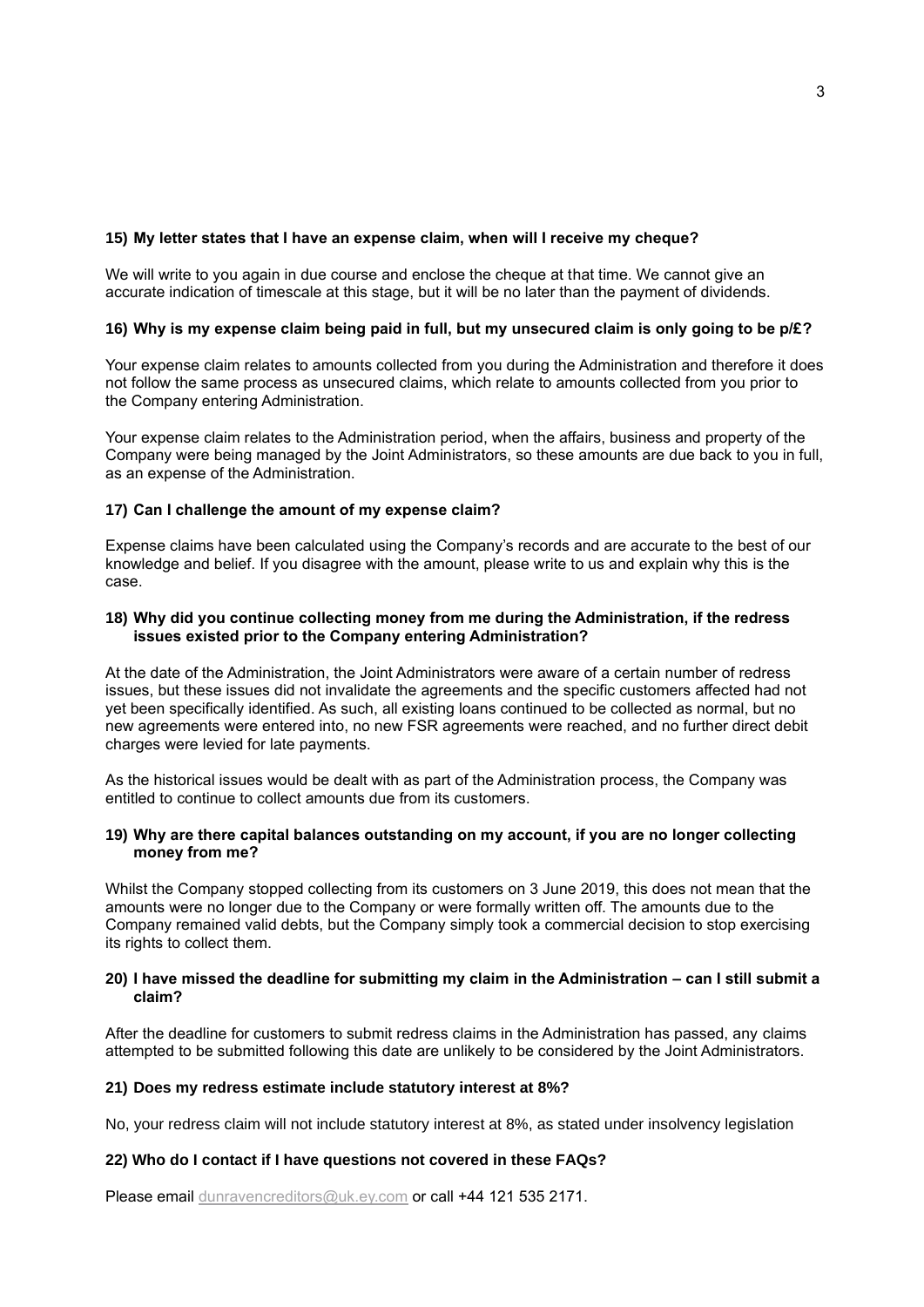**15) My letter states that I have an expense claim, when will I receive my cheque?**

We will write to you again in due course and enclose the cheque at that time. We cannot give an accurate indication of timescale at this stage, but it will be no later than the payment of dividends.

**16) Why is my expense claim being paid in full, but my unsecured claim is only going to be p/£?**

Your expense claim relates to amounts collected from you during the Administration and therefore it does not follow the same process as unsecured claims, which relate to amounts collected from you prior to the Company entering Administration.

Your expense claim relates to the Administration period, when the affairs, business and property of the Company were being managed by the Joint Administrators, so these amounts are due back to you in full, as an expense of the Administration.

**17) Can I challenge the amount of my expense claim?**

Expense claims have been calculated using the Company's records and are accurate to the best of our knowledge and belief. If you disagree with the amount, please write to us and explain why this is the case.

**18) Why did you continue collecting money from me during the Administration, if the redress issues existed prior to the Company entering Administration?**

At the date of the Administration, the Joint Administrators were aware of a certain number of redress issues, but these issues did not invalidate the agreements and the specific customers affected had not yet been specifically identified. As such, all existing loans continued to be collected as normal, but no new agreements were entered into, no new FSR agreements were reached, and no further direct debit charges were levied for late payments.

As the historical issues would be dealt with as part of the Administration process, the Company was entitled to continue to collect amounts due from its customers.

**19) Why are there capital balances outstanding on my account, if you are no longer collecting money from me?**

Whilst the Company stopped collecting from its customers on 3 June 2019, this does not mean that the amounts were no longer due to the Company or were formally written off. The amounts due to the Company remained valid debts, but the Company simply took a commercial decision to stop exercising its rights to collect them.

**20) I have missed the deadline for submitting my claim in the Administration – can I still submit a claim?**

After the deadline for customers to submit redress claims in the Administration has passed, any claims attempted to be submitted following this date are unlikely to be considered by the Joint Administrators.

**21) Does my redress estimate include statutory interest at 8%?**

No, your redress claim will not include statutory interest at 8%, as stated under insolvency legislation

**22) Who do I contact if I have questions not covered in these FAQs?**

Please email dunravencreditors@uk.ey.com or call +44 121 535 2171.